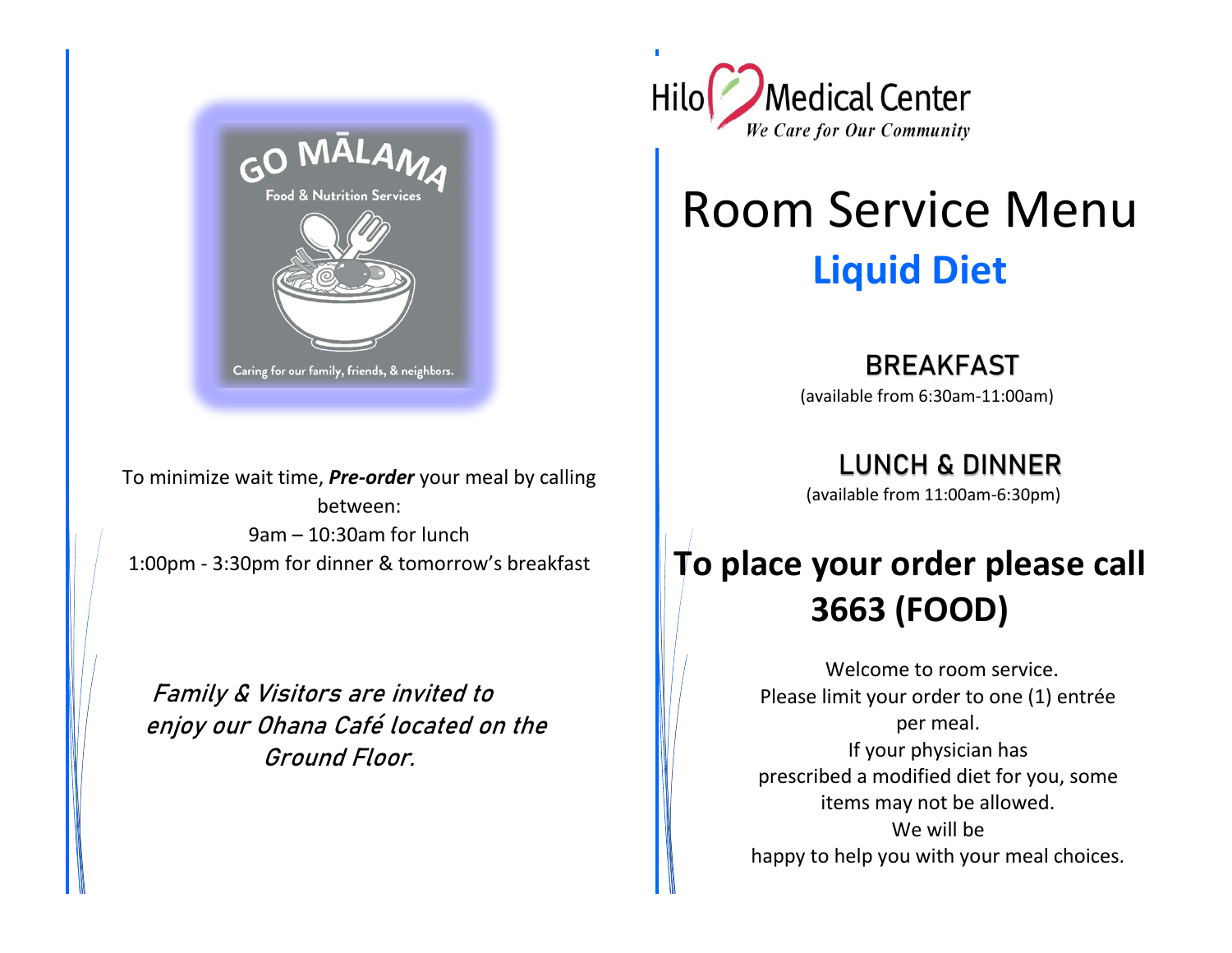GO MĀLAMA

Food & Nutrition Services

Caring for our family, friends, & neighbors.

To minimize wait time, ***Pre-order*** your meal by calling between:
9am – 10:30am for lunch
1:00pm - 3:30pm for dinner & tomorrow's breakfast

*Family & Visitors are invited to enjoy our Ohana Café located on the Ground Floor.*

Hilo Medical Center
*We Care for Our Community*

# Room Service Menu

## Liquid Diet

### BREAKFAST

(available from 6:30am-11:00am)

### LUNCH & DINNER

(available from 11:00am-6:30pm)

## To place your order please call 3663 (FOOD)

Welcome to room service.
Please limit your order to one (1) entrée per meal.
If your physician has prescribed a modified diet for you, some items may not be allowed.
We will be happy to help you with your meal choices.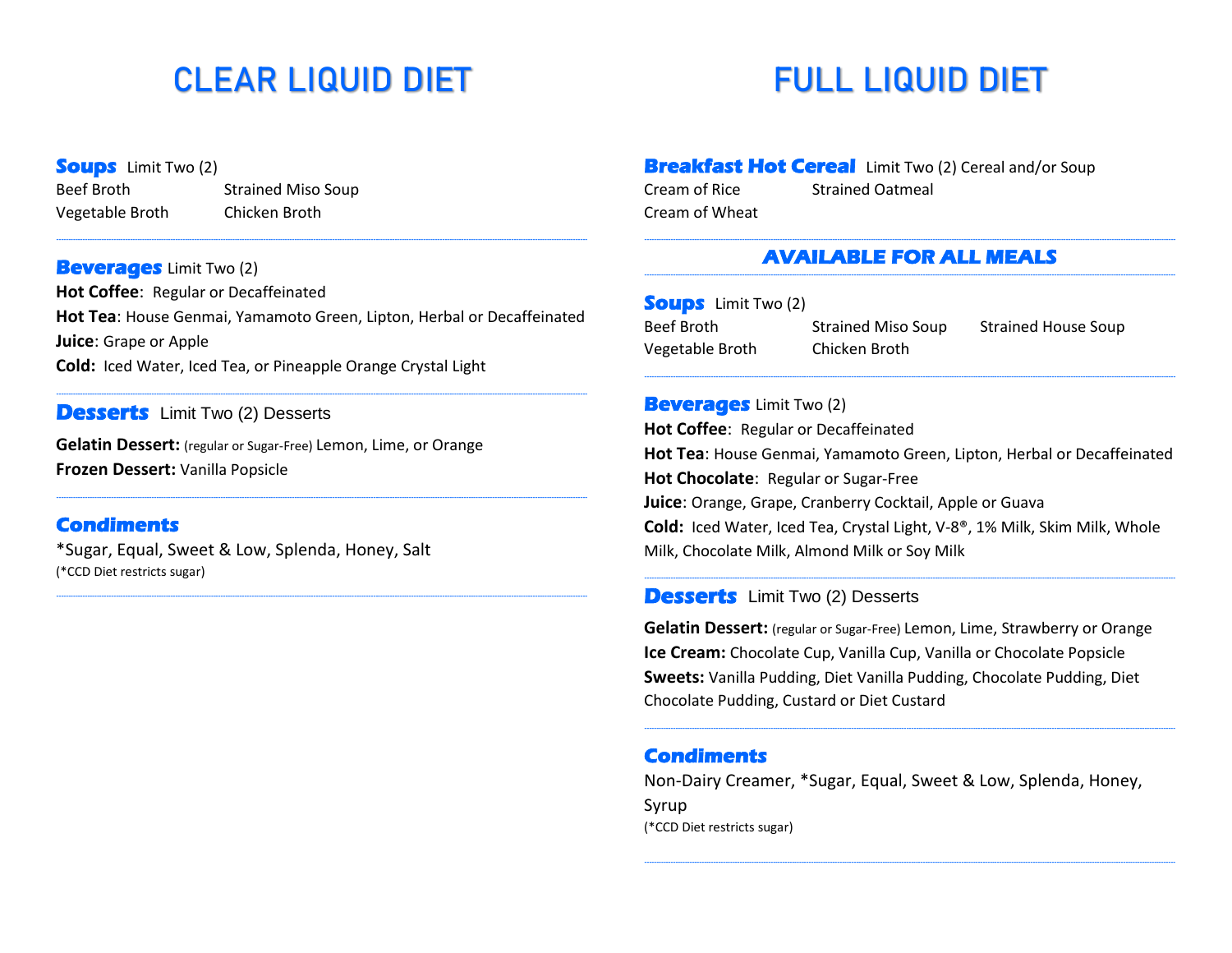# CLEAR LIQUID DIET

### Soups

Limit Two (2)

Beef Broth
Strained Miso Soup
Vegetable Broth
Chicken Broth

### Beverages

Limit Two (2)

**Hot Coffee**: Regular or Decaffeinated
**Hot Tea**: House Genmai, Yamamoto Green, Lipton, Herbal or Decaffeinated
**Juice**: Grape or Apple
**Cold:** Iced Water, Iced Tea, or Pineapple Orange Crystal Light

### Desserts

Limit Two (2) Desserts

**Gelatin Dessert:** (regular or Sugar-Free) Lemon, Lime, or Orange
**Frozen Dessert:** Vanilla Popsicle

### Condiments

*Sugar, Equal, Sweet & Low, Splenda, Honey, Salt
(*CCD Diet restricts sugar)

# FULL LIQUID DIET

### Breakfast Hot Cereal

Limit Two (2) Cereal and/or Soup

Cream of Rice
Strained Oatmeal
Cream of Wheat

## AVAILABLE FOR ALL MEALS

### Soups

Limit Two (2)

Beef Broth
Strained Miso Soup
Strained House Soup
Vegetable Broth
Chicken Broth

### Beverages

Limit Two (2)

**Hot Coffee**: Regular or Decaffeinated
**Hot Tea**: House Genmai, Yamamoto Green, Lipton, Herbal or Decaffeinated
**Hot Chocolate**: Regular or Sugar-Free
**Juice**: Orange, Grape, Cranberry Cocktail, Apple or Guava
**Cold:** Iced Water, Iced Tea, Crystal Light, V-8®, 1% Milk, Skim Milk, Whole Milk, Chocolate Milk, Almond Milk or Soy Milk

### Desserts

Limit Two (2) Desserts

**Gelatin Dessert:** (regular or Sugar-Free) Lemon, Lime, Strawberry or Orange
**Ice Cream:** Chocolate Cup, Vanilla Cup, Vanilla or Chocolate Popsicle
**Sweets:** Vanilla Pudding, Diet Vanilla Pudding, Chocolate Pudding, Diet Chocolate Pudding, Custard or Diet Custard

### Condiments

Non-Dairy Creamer, *Sugar, Equal, Sweet & Low, Splenda, Honey, Syrup
(*CCD Diet restricts sugar)